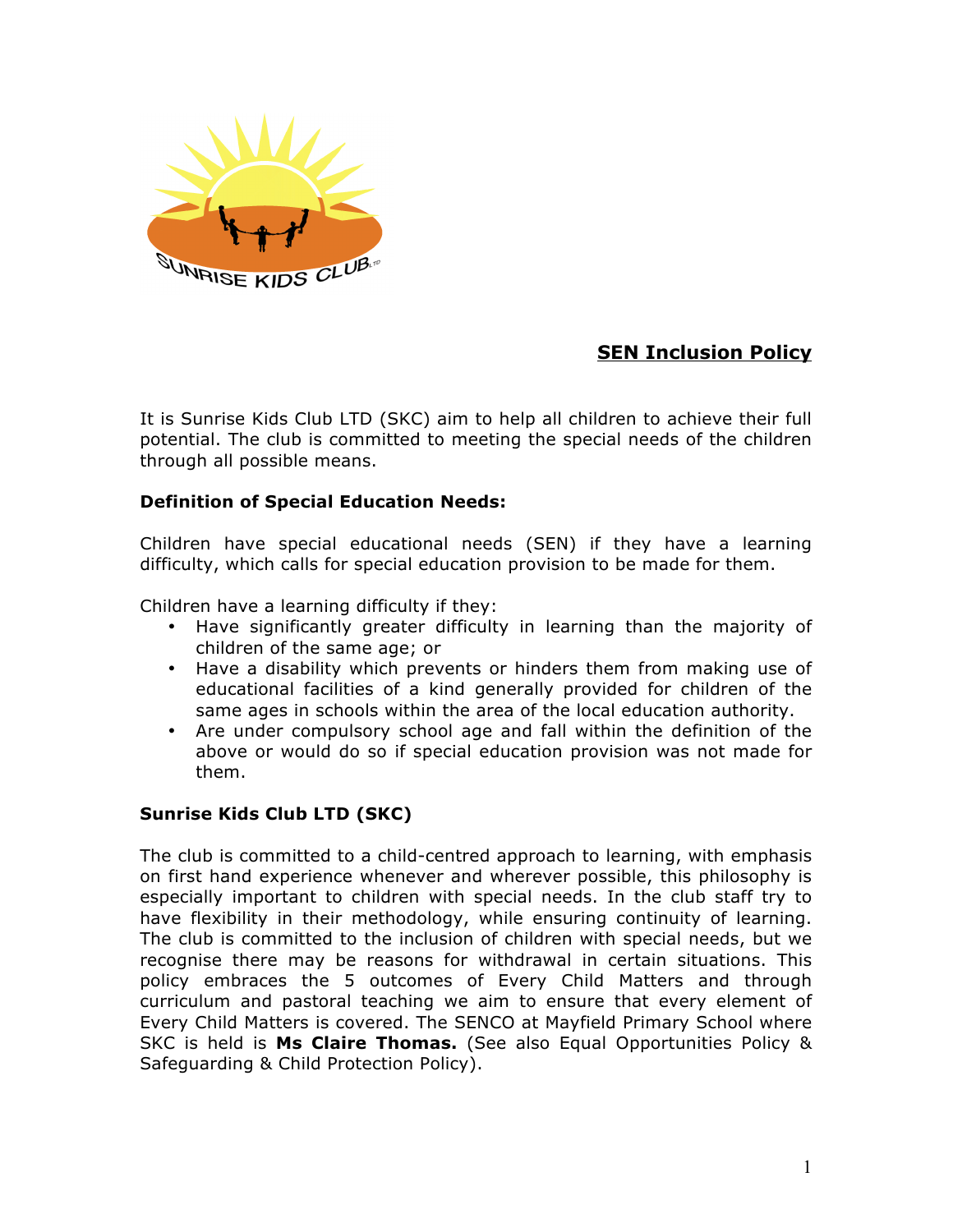## SEN Inclusion Policy

It is Sunrise Kids Club LTD (SKC) aim to help all children to achieve their full potential. The club is committed to meeting the special needs of the children through all possible means.

### Definition of Special Education Needs:

Children have special educational needs (SEN) if they have a learning difficulty, which calls for special education provision to be made for them.

Children have a learning difficulty if they:

- Have significantly greater difficulty in learning than the majority of children of the same age; or
- Have a disability which prevents or hinders them from making use of educational facilities of a kind generally provided for children of the same ages in schools within the area of the local education authority.
- Are under compulsory school age and fall within the definition of the above or would do so if special education provision was not made for them.

### Sunrise Kids Club LTD (SKC)

The club is committed to a child-centred approach to learning, with emphasis on first hand experience whenever and wherever possible, this philosophy is especially important to children with special needs. In the club staff try to have flexibility in their methodology, while ensuring continuity of learning. The club is committed to the inclusion of children with special needs, but we recognise there may be reasons for withdrawal in certain situations. This policy embraces the 5 outcomes of Every Child Matters and through curriculum and pastoral teaching we aim to ensure that every element of Every Child Matters is covered. The SENCO at Mayfield Primary School where SKC is held is **Ms Claire Thomas.** (See also Equal Opportunities Policy & Safeguarding & Child Protection Policy).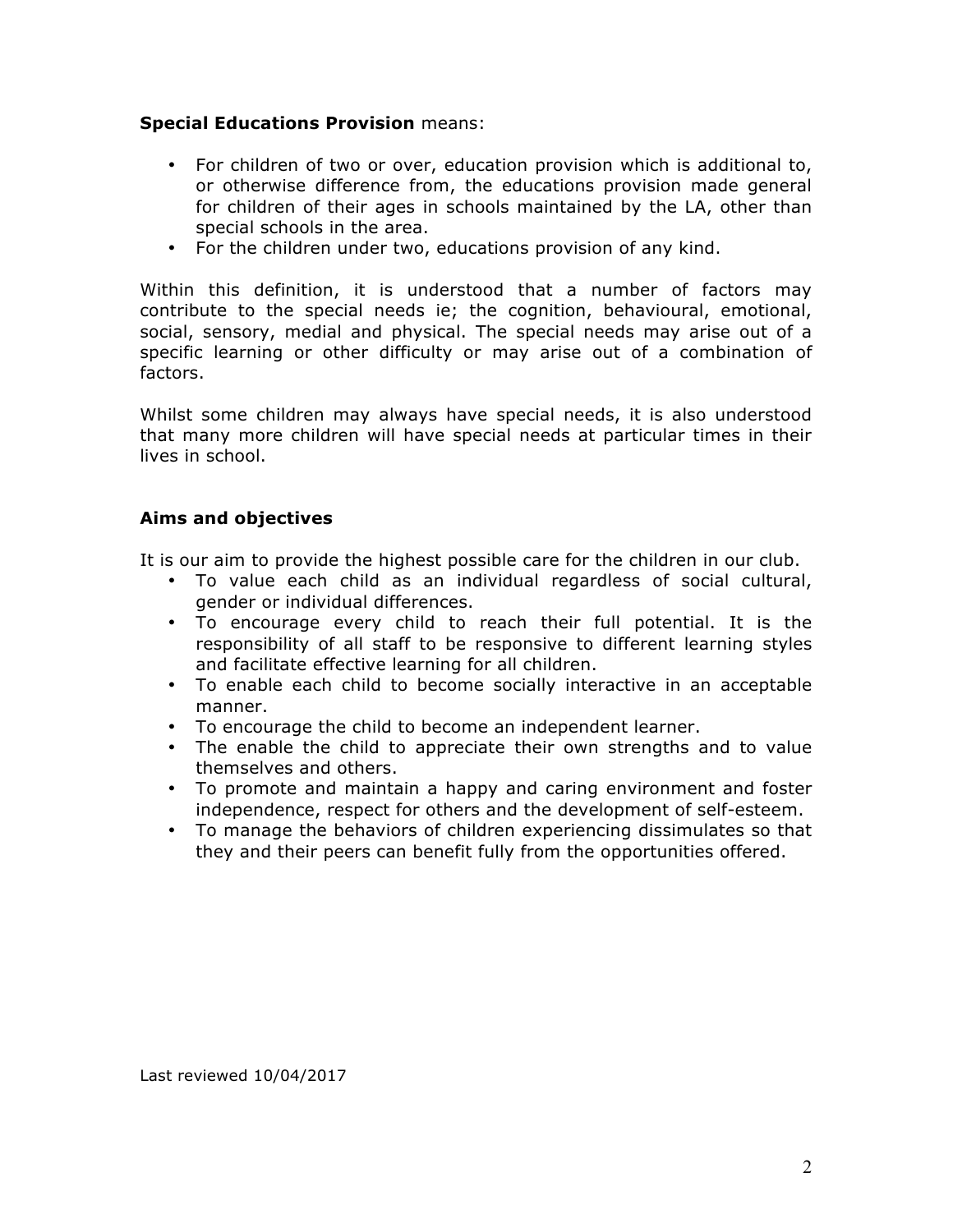**Special Educations Provision** means:

- For children of two or over, education provision which is additional to, or otherwise difference from, the educations provision made general for children of their ages in schools maintained by the LA, other than special schools in the area.
- For the children under two, educations provision of any kind.

Within this definition, it is understood that a number of factors may contribute to the special needs ie; the cognition, behavioural, emotional, social, sensory, medial and physical. The special needs may arise out of a specific learning or other difficulty or may arise out of a combination of factors.

Whilst some children may always have special needs, it is also understood that many more children will have special needs at particular times in their lives in school.

**Aims and objectives**

It is our aim to provide the highest possible care for the children in our club.

- To value each child as an individual regardless of social cultural, gender or individual differences.
- To encourage every child to reach their full potential. It is the responsibility of all staff to be responsive to different learning styles and facilitate effective learning for all children.
- To enable each child to become socially interactive in an acceptable manner.
- To encourage the child to become an independent learner.
- The enable the child to appreciate their own strengths and to value themselves and others.
- To promote and maintain a happy and caring environment and foster independence, respect for others and the development of self-esteem.
- To manage the behaviors of children experiencing dissimulates so that they and their peers can benefit fully from the opportunities offered.

Last reviewed 10/04/2017